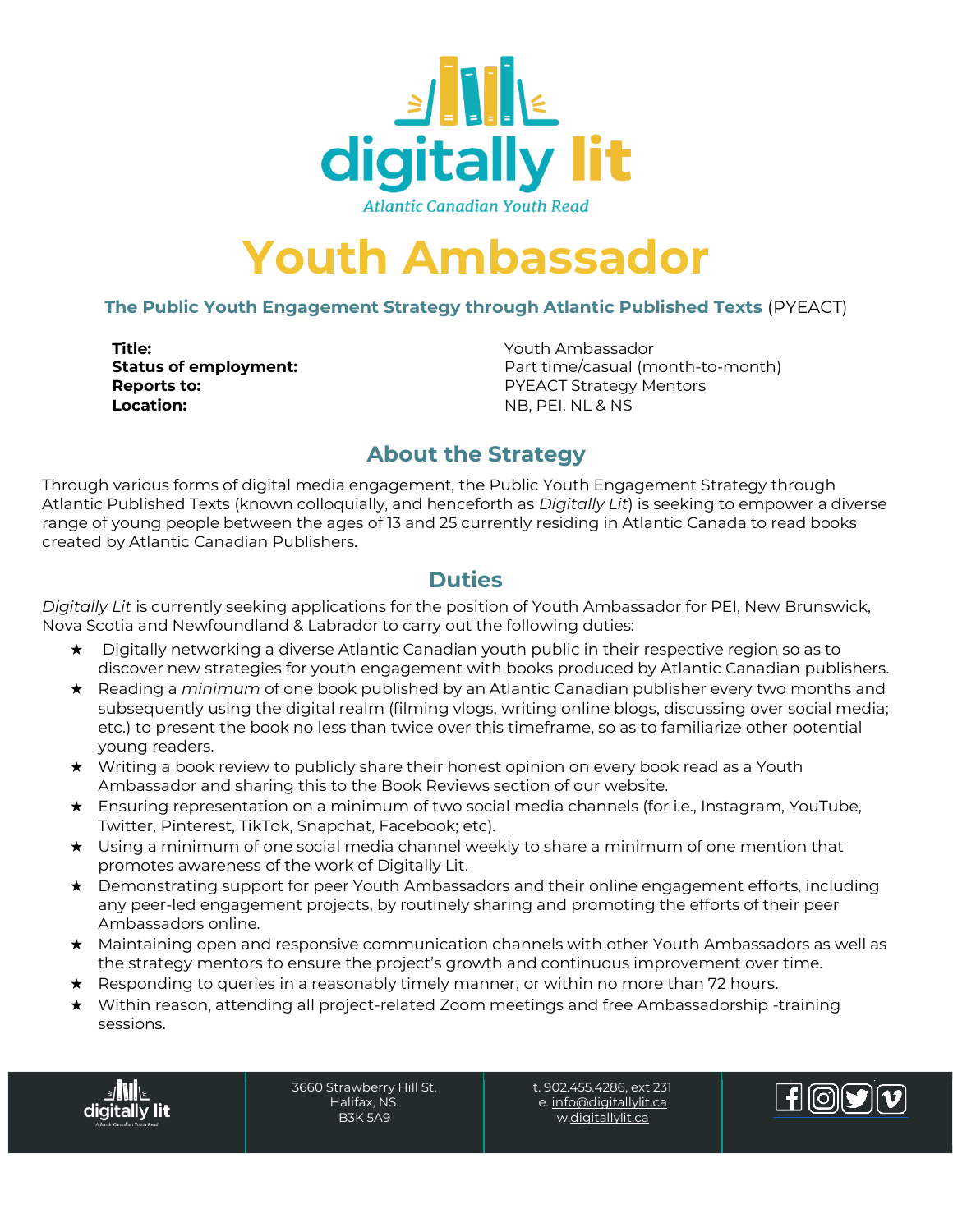digitally lit

*Atlantic Canadian Youth Read*

# Youth Ambassador

**The Public Youth Engagement Strategy through Atlantic Published Texts** (PYEACT)

| | |
|---|---|
| **Title:** | Youth Ambassador |
| **Status of employment:** | Part time/casual (month-to-month) |
| **Reports to:** | PYEACT Strategy Mentors |
| **Location:** | NB, PEI, NL & NS |

## About the Strategy

Through various forms of digital media engagement, the Public Youth Engagement Strategy through Atlantic Published Texts (known colloquially, and henceforth as *Digitally Lit*) is seeking to empower a diverse range of young people between the ages of 13 and 25 currently residing in Atlantic Canada to read books created by Atlantic Canadian Publishers.

## Duties

*Digitally Lit* is currently seeking applications for the position of Youth Ambassador for PEI, New Brunswick, Nova Scotia and Newfoundland & Labrador to carry out the following duties:

- ★ Digitally networking a diverse Atlantic Canadian youth public in their respective region so as to discover new strategies for youth engagement with books produced by Atlantic Canadian publishers.
- ★ Reading a *minimum* of one book published by an Atlantic Canadian publisher every two months and subsequently using the digital realm (filming vlogs, writing online blogs, discussing over social media; etc.) to present the book no less than twice over this timeframe, so as to familiarize other potential young readers.
- ★ Writing a book review to publicly share their honest opinion on every book read as a Youth Ambassador and sharing this to the Book Reviews section of our website.
- ★ Ensuring representation on a minimum of two social media channels (for i.e., Instagram, YouTube, Twitter, Pinterest, TikTok, Snapchat, Facebook; etc).
- ★ Using a minimum of one social media channel weekly to share a minimum of one mention that promotes awareness of the work of Digitally Lit.
- ★ Demonstrating support for peer Youth Ambassadors and their online engagement efforts, including any peer-led engagement projects, by routinely sharing and promoting the efforts of their peer Ambassadors online.
- ★ Maintaining open and responsive communication channels with other Youth Ambassadors as well as the strategy mentors to ensure the project's growth and continuous improvement over time.
- ★ Responding to queries in a reasonably timely manner, or within no more than 72 hours.
- ★ Within reason, attending all project-related Zoom meetings and free Ambassadorship -training sessions.

3660 Strawberry Hill St,
Halifax, NS.
B3K 5A9

t. 902.455.4286, ext 231
e. info@digitallylit.ca
w.digitallylit.ca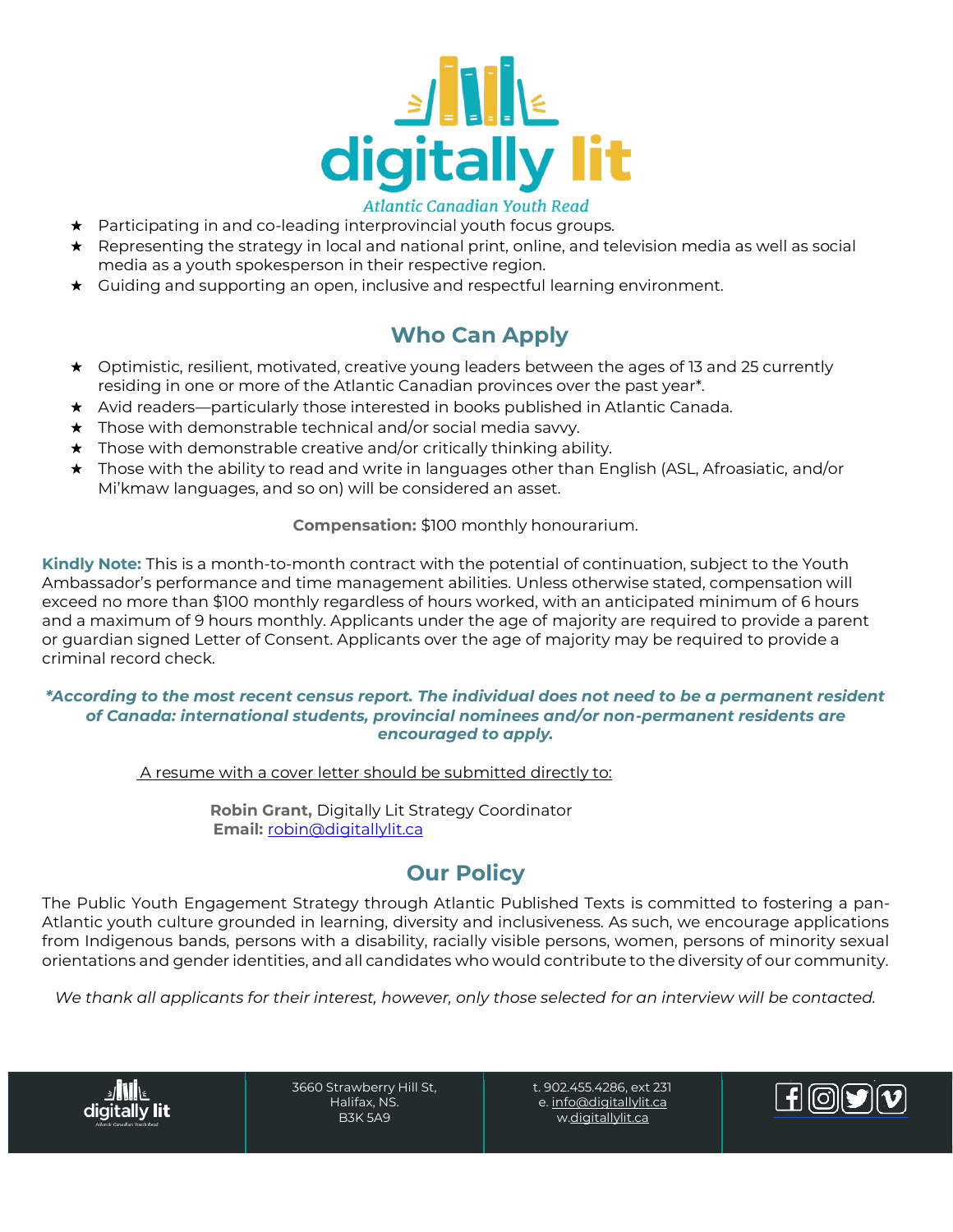★ Participating in and co-leading interprovincial youth focus groups.
★ Representing the strategy in local and national print, online, and television media as well as social media as a youth spokesperson in their respective region.
★ Guiding and supporting an open, inclusive and respectful learning environment.

## Who Can Apply

★ Optimistic, resilient, motivated, creative young leaders between the ages of 13 and 25 currently residing in one or more of the Atlantic Canadian provinces over the past year*.
★ Avid readers—particularly those interested in books published in Atlantic Canada.
★ Those with demonstrable technical and/or social media savvy.
★ Those with demonstrable creative and/or critically thinking ability.
★ Those with the ability to read and write in languages other than English (ASL, Afroasiatic, and/or Mi'kmaw languages, and so on) will be considered an asset.

**Compensation:** $100 monthly honourarium.

**Kindly Note:** This is a month-to-month contract with the potential of continuation, subject to the Youth Ambassador's performance and time management abilities. Unless otherwise stated, compensation will exceed no more than $100 monthly regardless of hours worked, with an anticipated minimum of 6 hours and a maximum of 9 hours monthly. Applicants under the age of majority are required to provide a parent or guardian signed Letter of Consent. Applicants over the age of majority may be required to provide a criminal record check.

***According to the most recent census report. The individual does not need to be a permanent resident of Canada: international students, provincial nominees and/or non-permanent residents are encouraged to apply.***

A resume with a cover letter should be submitted directly to:

**Robin Grant,** Digitally Lit Strategy Coordinator
**Email:** robin@digitallylit.ca

## Our Policy

The Public Youth Engagement Strategy through Atlantic Published Texts is committed to fostering a pan-Atlantic youth culture grounded in learning, diversity and inclusiveness. As such, we encourage applications from Indigenous bands, persons with a disability, racially visible persons, women, persons of minority sexual orientations and gender identities, and all candidates who would contribute to the diversity of our community.

*We thank all applicants for their interest, however, only those selected for an interview will be contacted.*